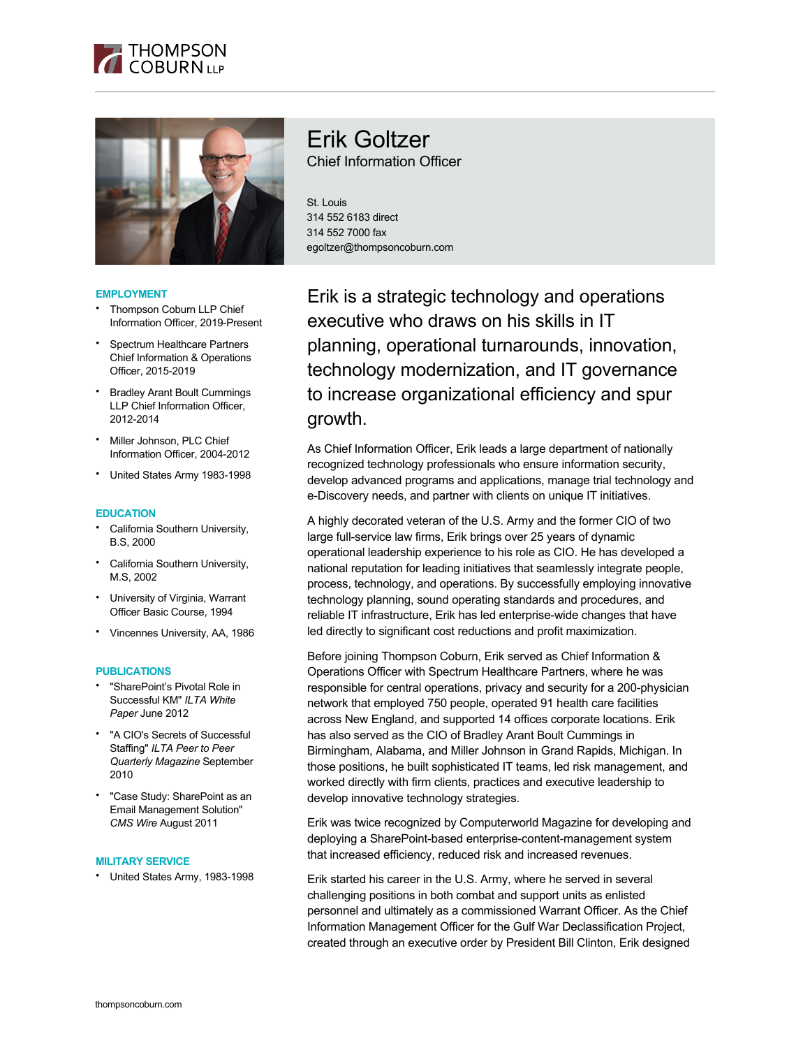# Erik Goltzer

Chief Information Officer

St. Louis
314 552 6183 direct
314 552 7000 fax
egoltzer@thompsoncoburn.com

## EMPLOYMENT

- Thompson Coburn LLP Chief Information Officer, 2019-Present
- Spectrum Healthcare Partners Chief Information & Operations Officer, 2015-2019
- Bradley Arant Boult Cummings LLP Chief Information Officer, 2012-2014
- Miller Johnson, PLC Chief Information Officer, 2004-2012
- United States Army 1983-1998

## EDUCATION

- California Southern University, B.S, 2000
- California Southern University, M.S, 2002
- University of Virginia, Warrant Officer Basic Course, 1994
- Vincennes University, AA, 1986

## PUBLICATIONS

- "SharePoint's Pivotal Role in Successful KM" *ILTA White Paper* June 2012
- "A CIO's Secrets of Successful Staffing" *ILTA Peer to Peer Quarterly Magazine* September 2010
- "Case Study: SharePoint as an Email Management Solution" *CMS Wire* August 2011

## MILITARY SERVICE

- United States Army, 1983-1998

Erik is a strategic technology and operations executive who draws on his skills in IT planning, operational turnarounds, innovation, technology modernization, and IT governance to increase organizational efficiency and spur growth.

As Chief Information Officer, Erik leads a large department of nationally recognized technology professionals who ensure information security, develop advanced programs and applications, manage trial technology and e-Discovery needs, and partner with clients on unique IT initiatives.

A highly decorated veteran of the U.S. Army and the former CIO of two large full-service law firms, Erik brings over 25 years of dynamic operational leadership experience to his role as CIO. He has developed a national reputation for leading initiatives that seamlessly integrate people, process, technology, and operations. By successfully employing innovative technology planning, sound operating standards and procedures, and reliable IT infrastructure, Erik has led enterprise-wide changes that have led directly to significant cost reductions and profit maximization.

Before joining Thompson Coburn, Erik served as Chief Information & Operations Officer with Spectrum Healthcare Partners, where he was responsible for central operations, privacy and security for a 200-physician network that employed 750 people, operated 91 health care facilities across New England, and supported 14 offices corporate locations. Erik has also served as the CIO of Bradley Arant Boult Cummings in Birmingham, Alabama, and Miller Johnson in Grand Rapids, Michigan. In those positions, he built sophisticated IT teams, led risk management, and worked directly with firm clients, practices and executive leadership to develop innovative technology strategies.

Erik was twice recognized by Computerworld Magazine for developing and deploying a SharePoint-based enterprise-content-management system that increased efficiency, reduced risk and increased revenues.

Erik started his career in the U.S. Army, where he served in several challenging positions in both combat and support units as enlisted personnel and ultimately as a commissioned Warrant Officer. As the Chief Information Management Officer for the Gulf War Declassification Project, created through an executive order by President Bill Clinton, Erik designed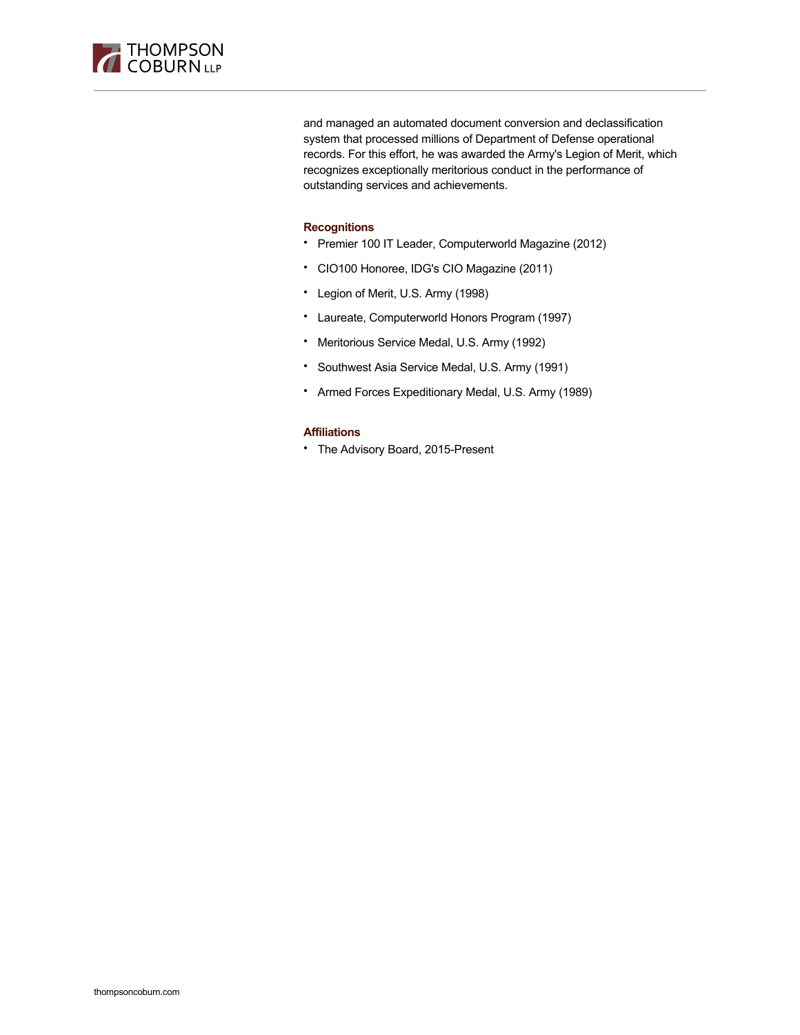and managed an automated document conversion and declassification system that processed millions of Department of Defense operational records. For this effort, he was awarded the Army's Legion of Merit, which recognizes exceptionally meritorious conduct in the performance of outstanding services and achievements.

### Recognitions

- Premier 100 IT Leader, Computerworld Magazine (2012)
- CIO100 Honoree, IDG's CIO Magazine (2011)
- Legion of Merit, U.S. Army (1998)
- Laureate, Computerworld Honors Program (1997)
- Meritorious Service Medal, U.S. Army (1992)
- Southwest Asia Service Medal, U.S. Army (1991)
- Armed Forces Expeditionary Medal, U.S. Army (1989)

### Affiliations

- The Advisory Board, 2015-Present